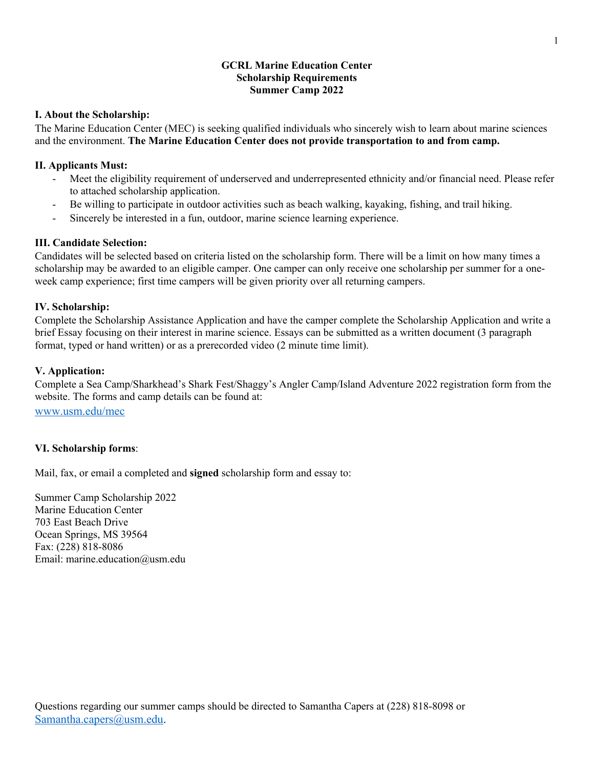# GCRL Marine Education Center
# Scholarship Requirements
# Summer Camp 2022

## I. About the Scholarship:

The Marine Education Center (MEC) is seeking qualified individuals who sincerely wish to learn about marine sciences and the environment. **The Marine Education Center does not provide transportation to and from camp.**

## II. Applicants Must:

- Meet the eligibility requirement of underserved and underrepresented ethnicity and/or financial need. Please refer to attached scholarship application.
- Be willing to participate in outdoor activities such as beach walking, kayaking, fishing, and trail hiking.
- Sincerely be interested in a fun, outdoor, marine science learning experience.

## III. Candidate Selection:

Candidates will be selected based on criteria listed on the scholarship form. There will be a limit on how many times a scholarship may be awarded to an eligible camper. One camper can only receive one scholarship per summer for a one-week camp experience; first time campers will be given priority over all returning campers.

## IV. Scholarship:

Complete the Scholarship Assistance Application and have the camper complete the Scholarship Application and write a brief Essay focusing on their interest in marine science. Essays can be submitted as a written document (3 paragraph format, typed or hand written) or as a prerecorded video (2 minute time limit).

## V. Application:

Complete a Sea Camp/Sharkhead's Shark Fest/Shaggy's Angler Camp/Island Adventure 2022 registration form from the website. The forms and camp details can be found at:

www.usm.edu/mec

## VI. Scholarship forms:

Mail, fax, or email a completed and **signed** scholarship form and essay to:

Summer Camp Scholarship 2022
Marine Education Center
703 East Beach Drive
Ocean Springs, MS 39564
Fax: (228) 818-8086
Email: marine.education@usm.edu

Questions regarding our summer camps should be directed to Samantha Capers at (228) 818-8098 or Samantha.capers@usm.edu.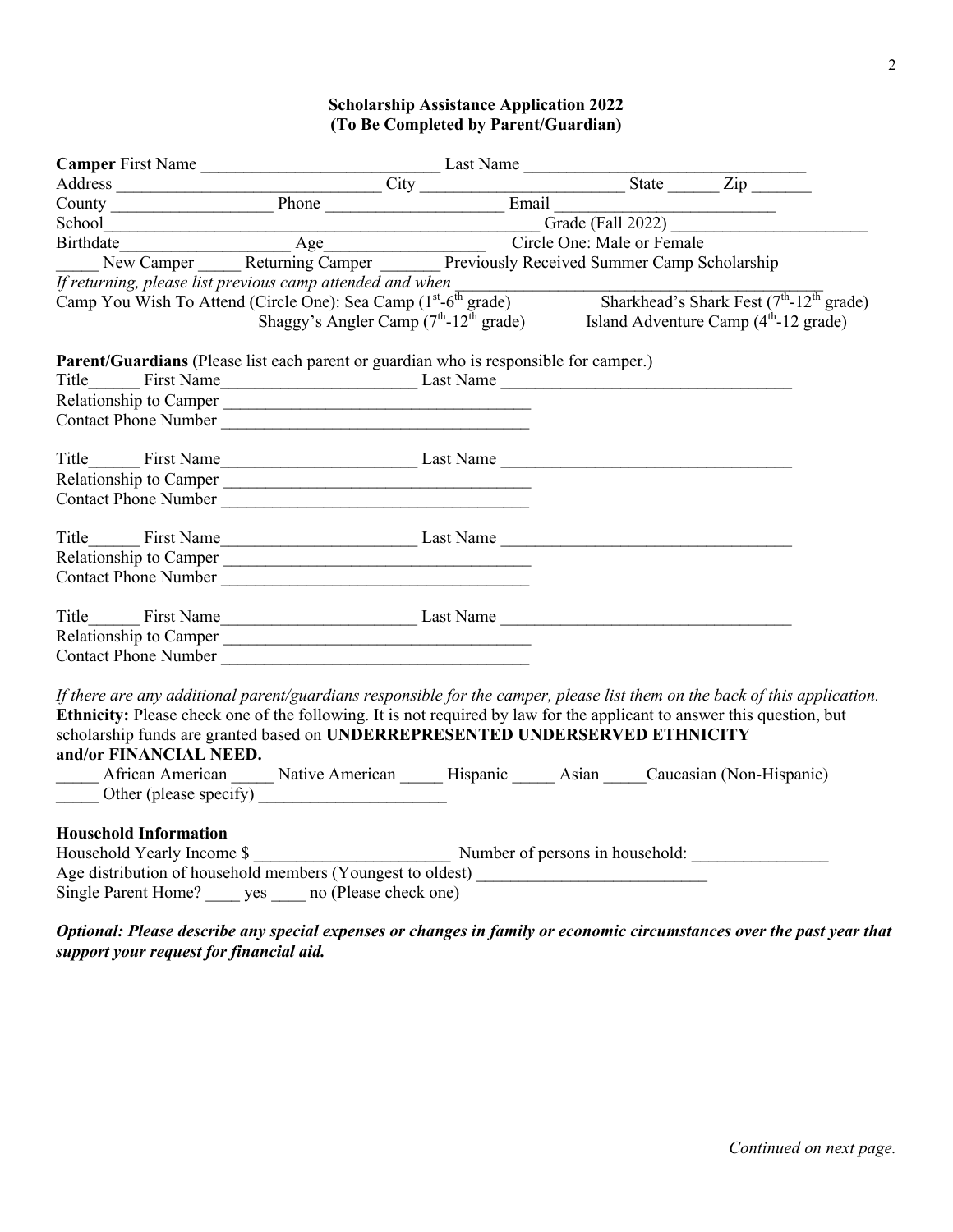## Scholarship Assistance Application 2022
## (To Be Completed by Parent/Guardian)

**Camper** First Name ____________________________ Last Name ________________________________
Address ______________________________ City _______________________ State ______ Zip _______
County __________________ Phone ____________________ Email ________________________
School ________________________________________________ Grade (Fall 2022) ______________________
Birthdate__________________ Age__________________ Circle One: Male or Female
_____ New Camper _____ Returning Camper _______ Previously Received Summer Camp Scholarship
*If returning, please list previous camp attended and when* ________________________________________
Camp You Wish To Attend (Circle One): Sea Camp (1st-6th grade) Sharkhead's Shark Fest (7th-12th grade)
Shaggy's Angler Camp (7th-12th grade) Island Adventure Camp (4th-12 grade)

**Parent/Guardians** (Please list each parent or guardian who is responsible for camper.)

Title______ First Name______________________ Last Name _________________________________
Relationship to Camper ___________________________________
Contact Phone Number ___________________________________

Title______ First Name______________________ Last Name _________________________________
Relationship to Camper ___________________________________
Contact Phone Number ___________________________________

Title______ First Name______________________ Last Name _________________________________
Relationship to Camper ___________________________________
Contact Phone Number ___________________________________

Title______ First Name______________________ Last Name _________________________________
Relationship to Camper ___________________________________
Contact Phone Number ___________________________________

*If there are any additional parent/guardians responsible for the camper, please list them on the back of this application.*
**Ethnicity:** Please check one of the following. It is not required by law for the applicant to answer this question, but scholarship funds are granted based on **UNDERREPRESENTED UNDERSERVED ETHNICITY and/or FINANCIAL NEED.**
_____ African American _____ Native American _____ Hispanic _____ Asian _____Caucasian (Non-Hispanic)
_____ Other (please specify) _____________________

**Household Information**
Household Yearly Income $ ______________________ Number of persons in household: ________________
Age distribution of household members (Youngest to oldest) __________________________
Single Parent Home? ____ yes ____ no (Please check one)

***Optional: Please describe any special expenses or changes in family or economic circumstances over the past year that support your request for financial aid.***

*Continued on next page.*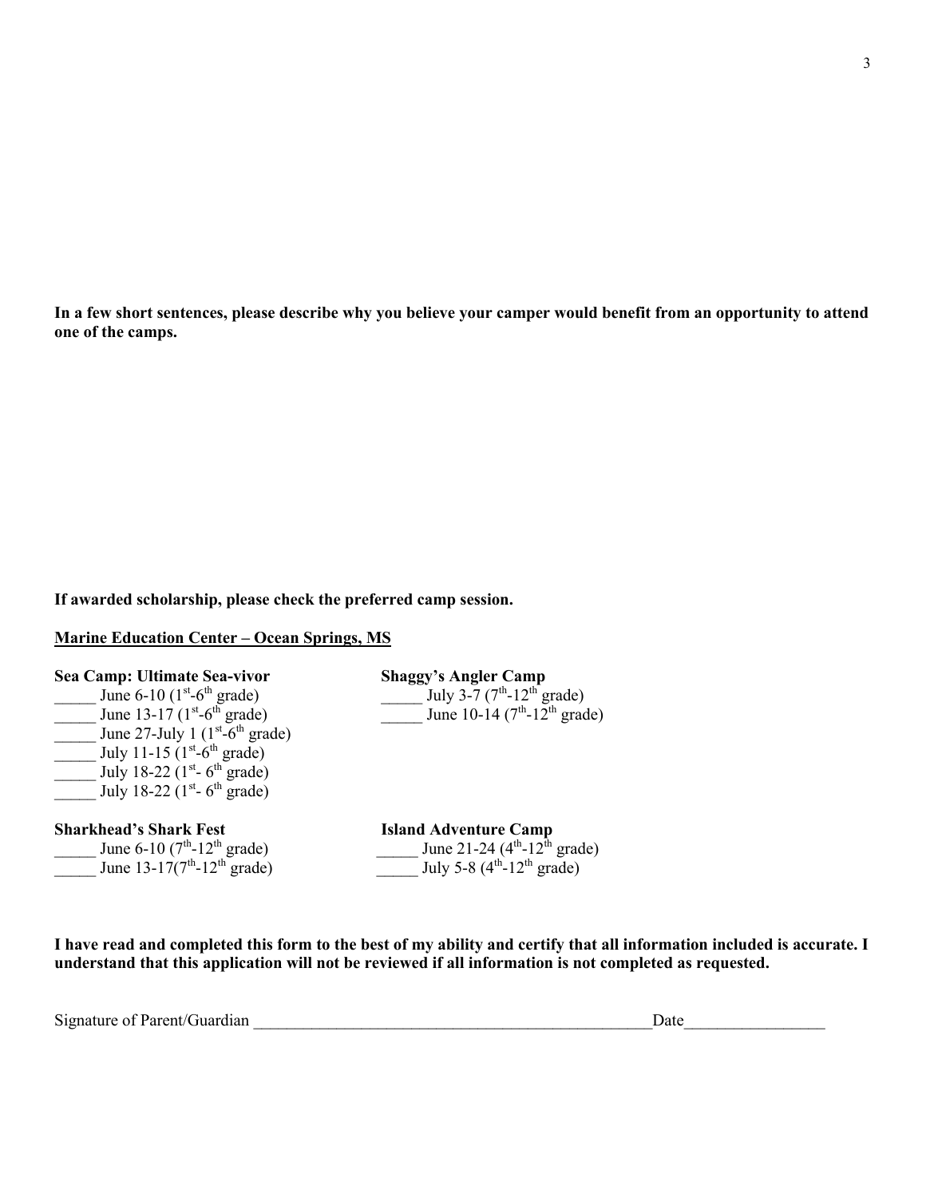**In a few short sentences, please describe why you believe your camper would benefit from an opportunity to attend one of the camps.**

**If awarded scholarship, please check the preferred camp session.**

**Marine Education Center – Ocean Springs, MS**

**Sea Camp: Ultimate Sea-vivor**

_____ June 6-10 (1st-6th grade)
_____ June 13-17 (1st-6th grade)
_____ June 27-July 1 (1st-6th grade)
_____ July 11-15 (1st-6th grade)
_____ July 18-22 (1st- 6th grade)
_____ July 18-22 (1st- 6th grade)

**Shaggy's Angler Camp**

_____ July 3-7 (7th-12th grade)
_____ June 10-14 (7th-12th grade)

**Sharkhead's Shark Fest**

_____ June 6-10 (7th-12th grade)
_____ June 13-17(7th-12th grade)

**Island Adventure Camp**

_____ June 21-24 (4th-12th grade)
_____ July 5-8 (4th-12th grade)

**I have read and completed this form to the best of my ability and certify that all information included is accurate. I understand that this application will not be reviewed if all information is not completed as requested.**

Signature of Parent/Guardian __________________________________________________Date_________________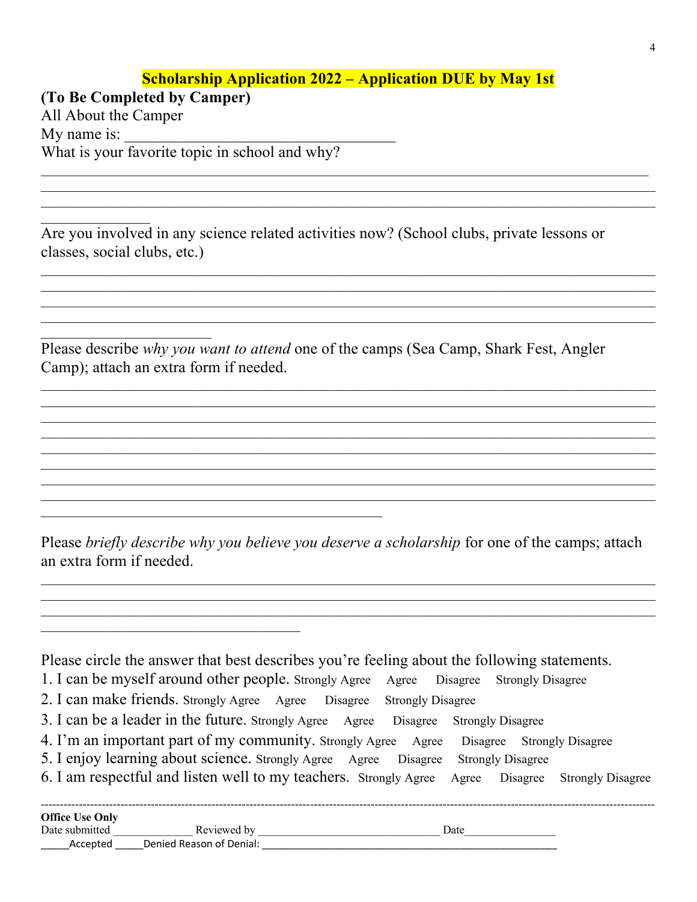**Scholarship Application 2022 – Application DUE by May 1st**

**(To Be Completed by Camper)**

All About the Camper

My name is: ___________________________________

What is your favorite topic in school and why?

______________________________________________________________________________
______________________________________________________________________________
______________________________________________________________________________
______________

Are you involved in any science related activities now? (School clubs, private lessons or classes, social clubs, etc.)

______________________________________________________________________________
______________________________________________________________________________
______________________________________________________________________________
______________________________________________________________________________
______________________

Please describe *why you want to attend* one of the camps (Sea Camp, Shark Fest, Angler Camp); attach an extra form if needed.

______________________________________________________________________________
______________________________________________________________________________
______________________________________________________________________________
______________________________________________________________________________
______________________________________________________________________________
______________________________________________________________________________
______________________________________________________________________________
______________________________________________________________________________
____________________________________________

Please *briefly describe why you believe you deserve a scholarship* for one of the camps; attach an extra form if needed.

______________________________________________________________________________
______________________________________________________________________________
______________________________________________________________________________
_________________________________

Please circle the answer that best describes you're feeling about the following statements.

1. I can be myself around other people. Strongly Agree Agree Disagree Strongly Disagree
2. I can make friends. Strongly Agree Agree Disagree Strongly Disagree
3. I can be a leader in the future. Strongly Agree Agree Disagree Strongly Disagree
4. I'm an important part of my community. Strongly Agree Agree Disagree Strongly Disagree
5. I enjoy learning about science. Strongly Agree Agree Disagree Strongly Disagree
6. I am respectful and listen well to my teachers. Strongly Agree Agree Disagree Strongly Disagree

---

**Office Use Only**

Date submitted ______________ Reviewed by _______________________________ Date________________

_____Accepted _____Denied Reason of Denial: _______________________________________________________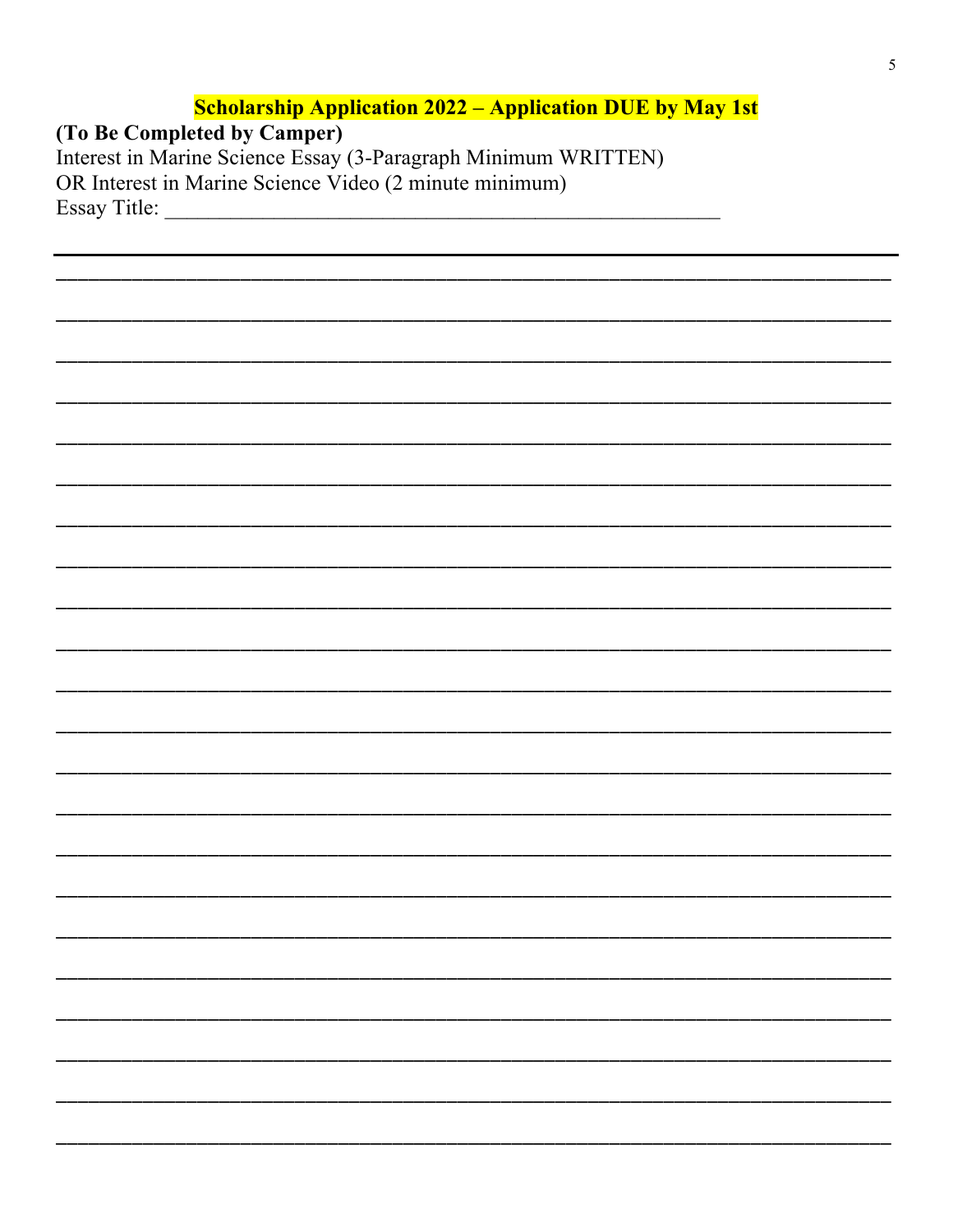## Scholarship Application 2022 – Application DUE by May 1st

**(To Be Completed by Camper)**

Interest in Marine Science Essay (3-Paragraph Minimum WRITTEN)

OR Interest in Marine Science Video (2 minute minimum)

Essay Title: ____________________________________________________